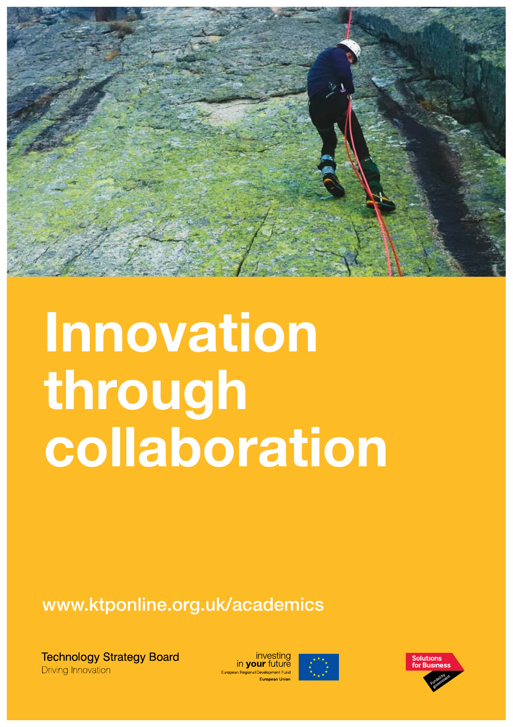# Innovation through collaboration

www.ktponline.org.uk/academics

Technology Strategy Board
Driving Innovation

investing in **your** future
European Regional Development Fund
European Union

Solutions for Business
Funded by government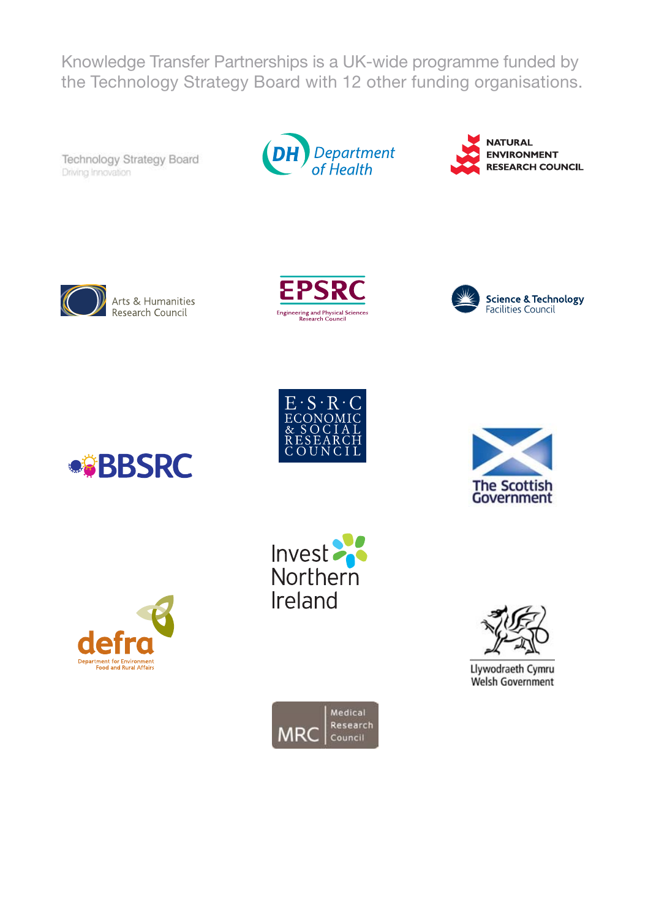Knowledge Transfer Partnerships is a UK-wide programme funded by the Technology Strategy Board with 12 other funding organisations.

Technology Strategy Board
Driving Innovation

DH Department of Health

NATURAL ENVIRONMENT RESEARCH COUNCIL

Arts & Humanities Research Council

EPSRC
Engineering and Physical Sciences Research Council

Science & Technology Facilities Council

BBSRC

E·S·R·C
ECONOMIC & SOCIAL RESEARCH COUNCIL

The Scottish Government

Invest Northern Ireland

defra
Department for Environment Food and Rural Affairs

Llywodraeth Cymru
Welsh Government

MRC Medical Research Council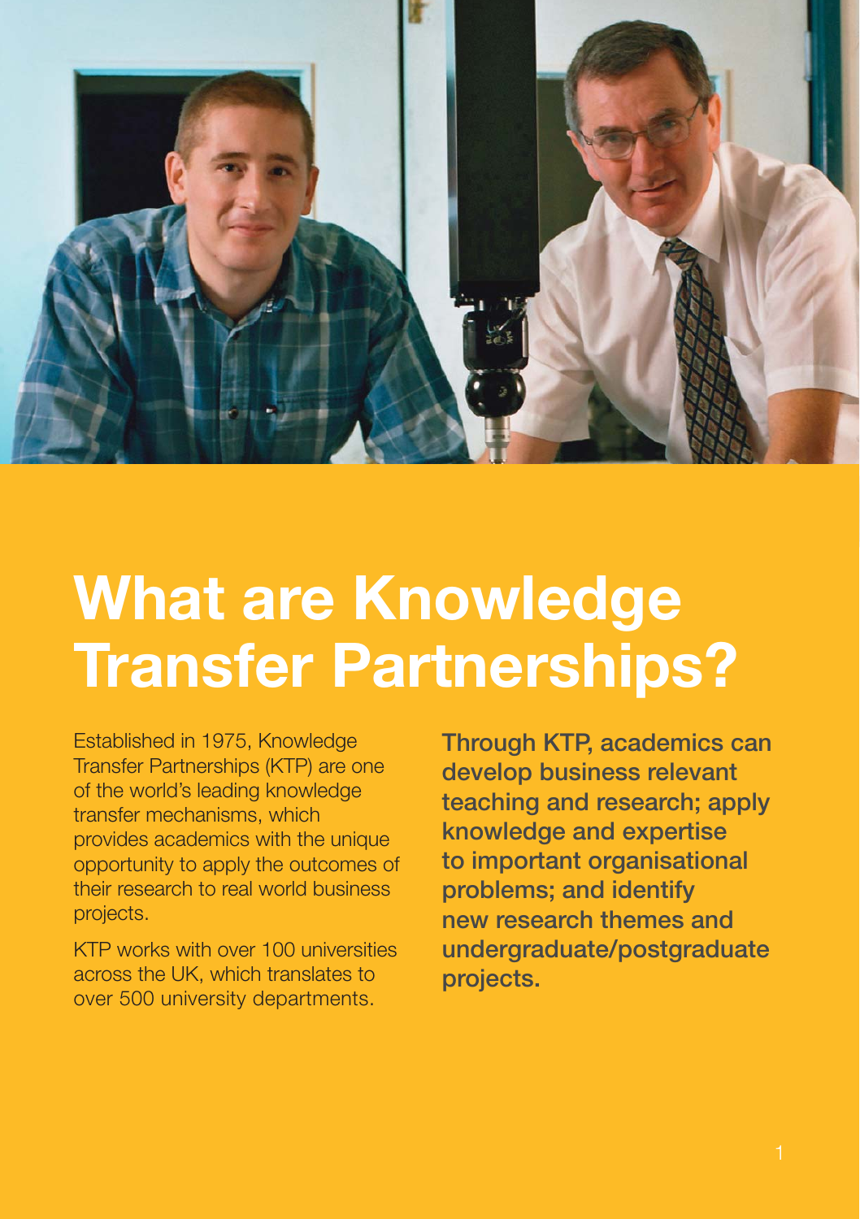# What are Knowledge Transfer Partnerships?

Established in 1975, Knowledge Transfer Partnerships (KTP) are one of the world's leading knowledge transfer mechanisms, which provides academics with the unique opportunity to apply the outcomes of their research to real world business projects.

KTP works with over 100 universities across the UK, which translates to over 500 university departments.

**Through KTP, academics can develop business relevant teaching and research; apply knowledge and expertise to important organisational problems; and identify new research themes and undergraduate/postgraduate projects.**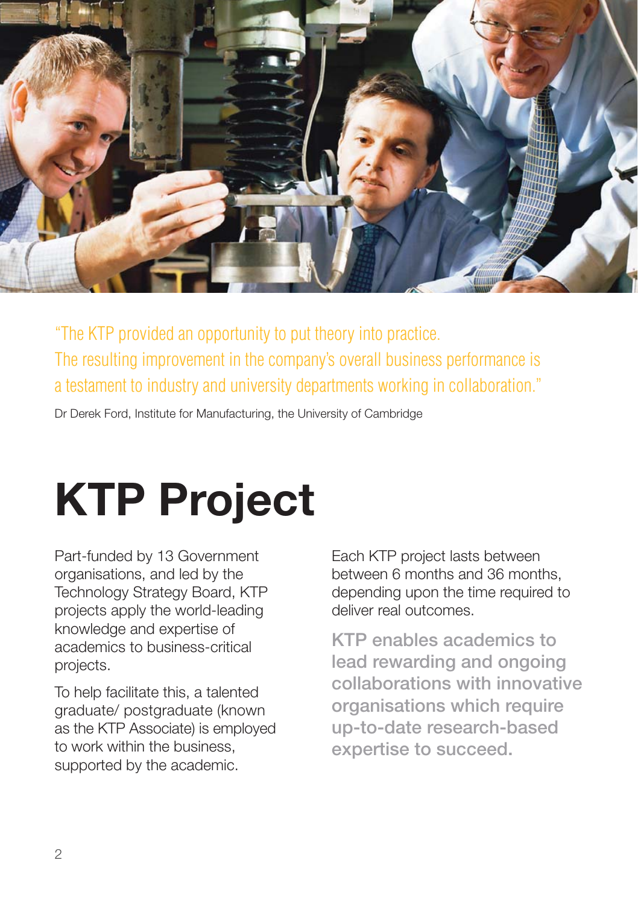"The KTP provided an opportunity to put theory into practice. The resulting improvement in the company's overall business performance is a testament to industry and university departments working in collaboration."

Dr Derek Ford, Institute for Manufacturing, the University of Cambridge

# KTP Project

Part-funded by 13 Government organisations, and led by the Technology Strategy Board, KTP projects apply the world-leading knowledge and expertise of academics to business-critical projects.

To help facilitate this, a talented graduate/ postgraduate (known as the KTP Associate) is employed to work within the business, supported by the academic.

Each KTP project lasts between between 6 months and 36 months, depending upon the time required to deliver real outcomes.

**KTP enables academics to lead rewarding and ongoing collaborations with innovative organisations which require up-to-date research-based expertise to succeed.**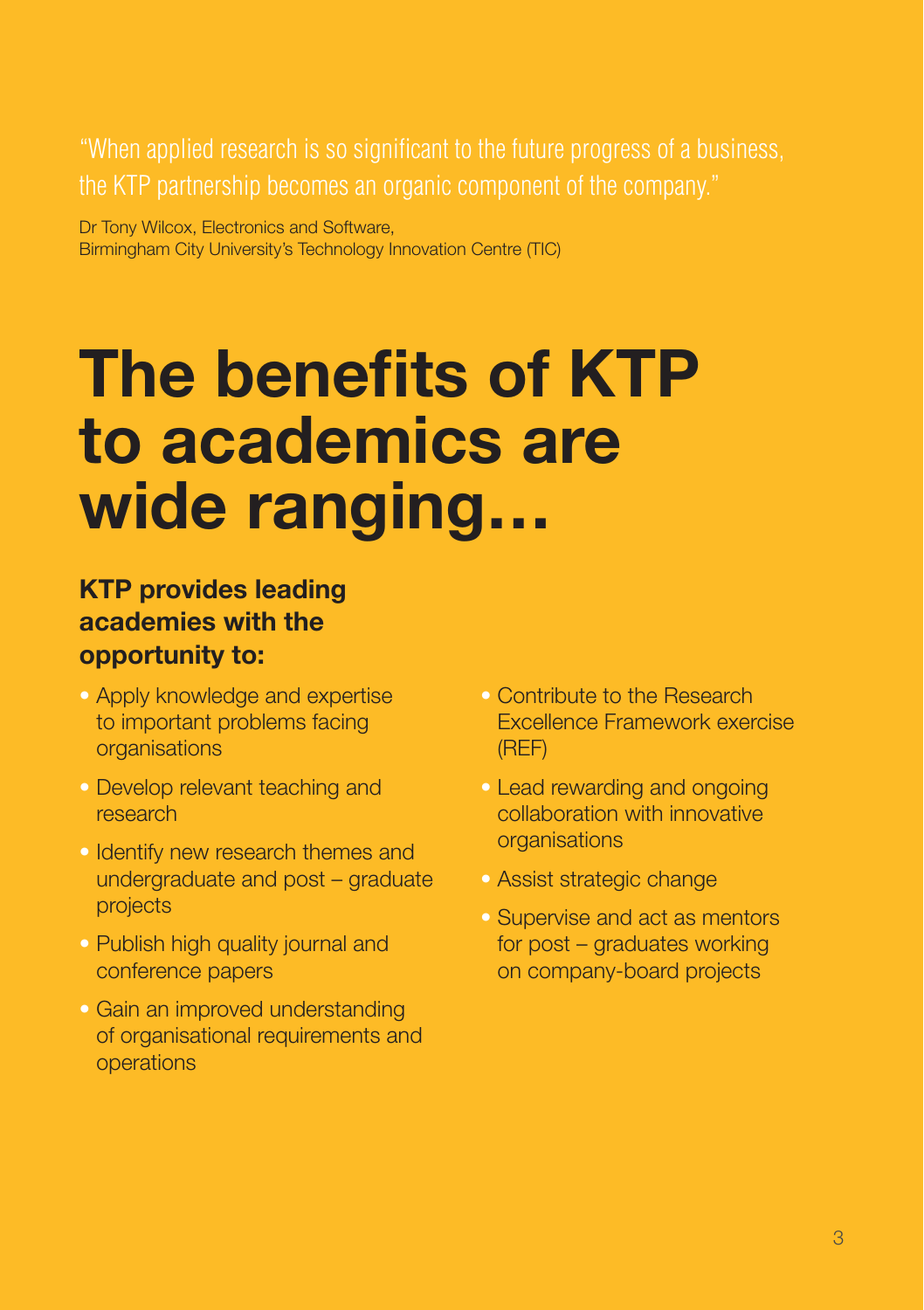"When applied research is so significant to the future progress of a business, the KTP partnership becomes an organic component of the company."

Dr Tony Wilcox, Electronics and Software, Birmingham City University's Technology Innovation Centre (TIC)

# The benefits of KTP to academics are wide ranging…

### KTP provides leading academies with the opportunity to:

- Apply knowledge and expertise to important problems facing organisations
- Develop relevant teaching and research
- Identify new research themes and undergraduate and post – graduate projects
- Publish high quality journal and conference papers
- Gain an improved understanding of organisational requirements and operations
- Contribute to the Research Excellence Framework exercise (REF)
- Lead rewarding and ongoing collaboration with innovative organisations
- Assist strategic change
- Supervise and act as mentors for post – graduates working on company-board projects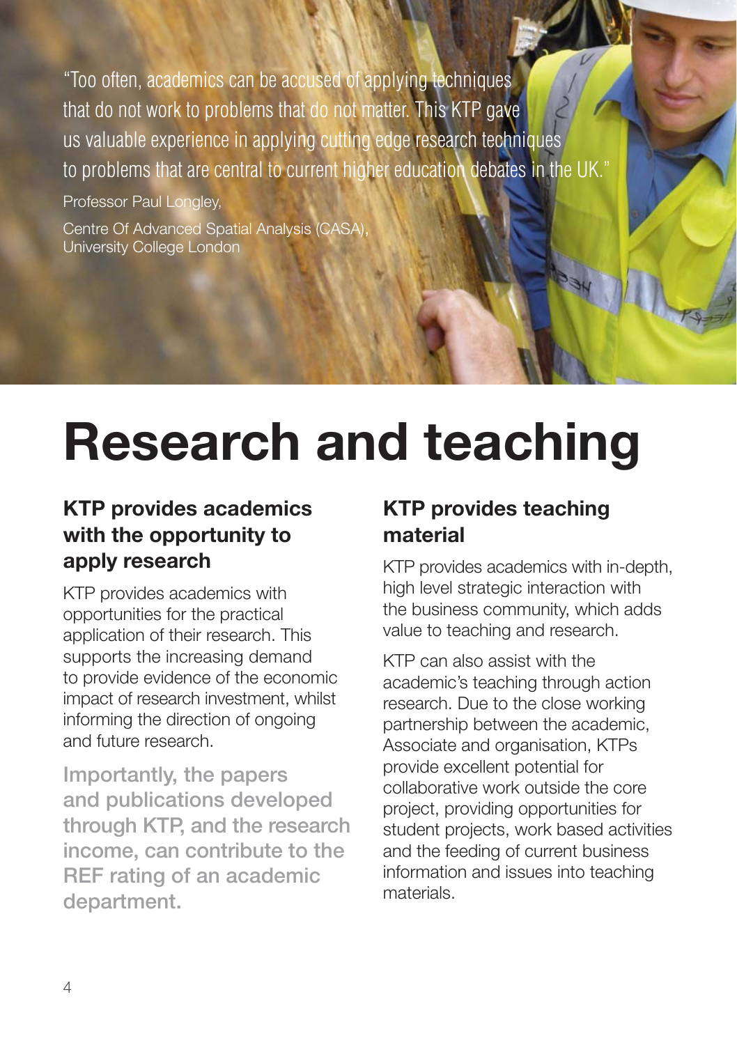> "Too often, academics can be accused of applying techniques that do not work to problems that do not matter. This KTP gave us valuable experience in applying cutting edge research techniques to problems that are central to current higher education debates in the UK."
>
> Professor Paul Longley,
>
> Centre Of Advanced Spatial Analysis (CASA), University College London

# Research and teaching

## KTP provides academics with the opportunity to apply research

KTP provides academics with opportunities for the practical application of their research. This supports the increasing demand to provide evidence of the economic impact of research investment, whilst informing the direction of ongoing and future research.

**Importantly, the papers and publications developed through KTP, and the research income, can contribute to the REF rating of an academic department.**

## KTP provides teaching material

KTP provides academics with in-depth, high level strategic interaction with the business community, which adds value to teaching and research.

KTP can also assist with the academic's teaching through action research. Due to the close working partnership between the academic, Associate and organisation, KTPs provide excellent potential for collaborative work outside the core project, providing opportunities for student projects, work based activities and the feeding of current business information and issues into teaching materials.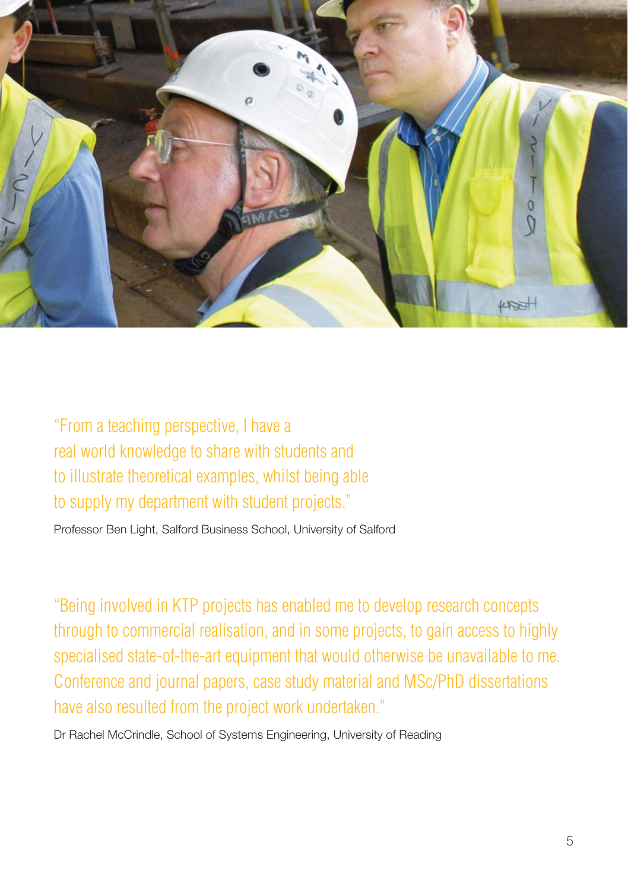"From a teaching perspective, I have a real world knowledge to share with students and to illustrate theoretical examples, whilst being able to supply my department with student projects."

Professor Ben Light, Salford Business School, University of Salford

"Being involved in KTP projects has enabled me to develop research concepts through to commercial realisation, and in some projects, to gain access to highly specialised state-of-the-art equipment that would otherwise be unavailable to me. Conference and journal papers, case study material and MSc/PhD dissertations have also resulted from the project work undertaken."

Dr Rachel McCrindle, School of Systems Engineering, University of Reading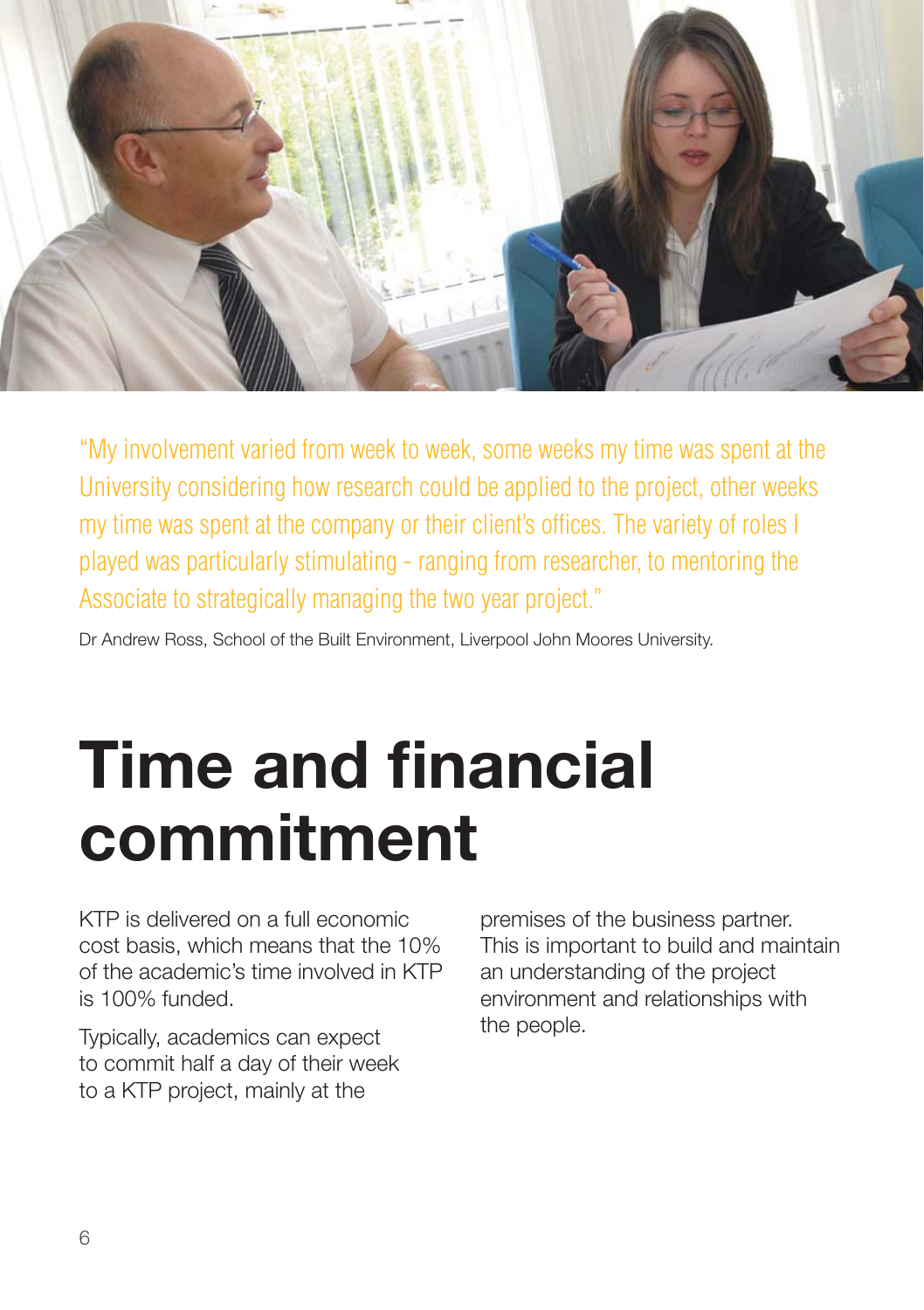"My involvement varied from week to week, some weeks my time was spent at the University considering how research could be applied to the project, other weeks my time was spent at the company or their client's offices. The variety of roles I played was particularly stimulating - ranging from researcher, to mentoring the Associate to strategically managing the two year project."

Dr Andrew Ross, School of the Built Environment, Liverpool John Moores University.

# Time and financial commitment

KTP is delivered on a full economic cost basis, which means that the 10% of the academic's time involved in KTP is 100% funded.

Typically, academics can expect to commit half a day of their week to a KTP project, mainly at the premises of the business partner. This is important to build and maintain an understanding of the project environment and relationships with the people.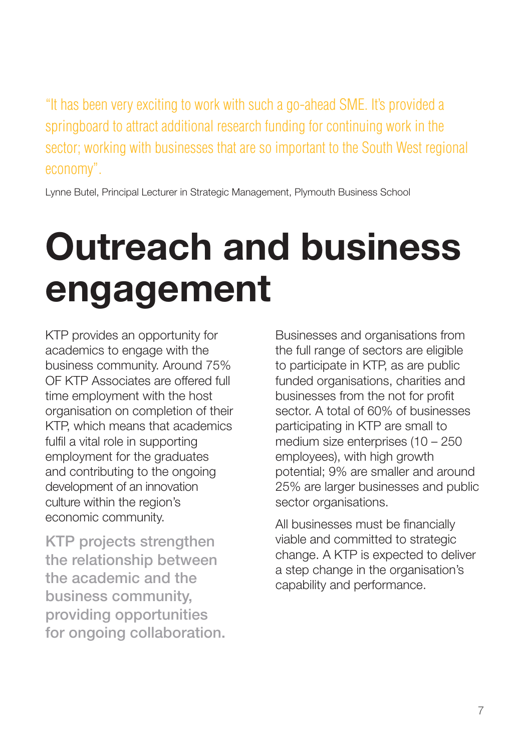"It has been very exciting to work with such a go-ahead SME. It's provided a springboard to attract additional research funding for continuing work in the sector; working with businesses that are so important to the South West regional economy".

Lynne Butel, Principal Lecturer in Strategic Management, Plymouth Business School

# Outreach and business engagement

KTP provides an opportunity for academics to engage with the business community. Around 75% OF KTP Associates are offered full time employment with the host organisation on completion of their KTP, which means that academics fulfil a vital role in supporting employment for the graduates and contributing to the ongoing development of an innovation culture within the region's economic community.

**KTP projects strengthen the relationship between the academic and the business community, providing opportunities for ongoing collaboration.**

Businesses and organisations from the full range of sectors are eligible to participate in KTP, as are public funded organisations, charities and businesses from the not for profit sector. A total of 60% of businesses participating in KTP are small to medium size enterprises (10 – 250 employees), with high growth potential; 9% are smaller and around 25% are larger businesses and public sector organisations.

All businesses must be financially viable and committed to strategic change. A KTP is expected to deliver a step change in the organisation's capability and performance.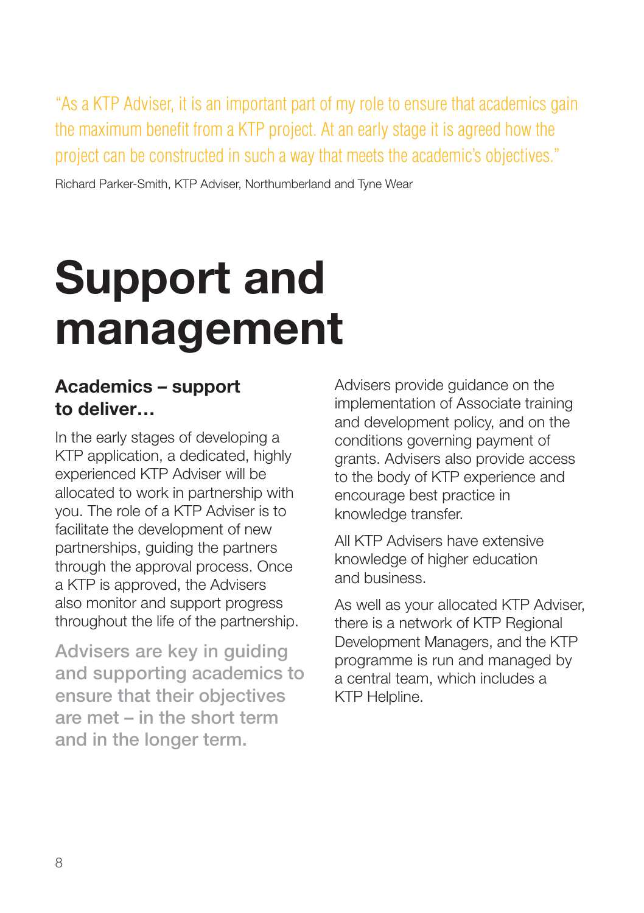"As a KTP Adviser, it is an important part of my role to ensure that academics gain the maximum benefit from a KTP project. At an early stage it is agreed how the project can be constructed in such a way that meets the academic's objectives."

Richard Parker-Smith, KTP Adviser, Northumberland and Tyne Wear

# Support and management

## Academics – support to deliver…

In the early stages of developing a KTP application, a dedicated, highly experienced KTP Adviser will be allocated to work in partnership with you. The role of a KTP Adviser is to facilitate the development of new partnerships, guiding the partners through the approval process. Once a KTP is approved, the Advisers also monitor and support progress throughout the life of the partnership.

**Advisers are key in guiding and supporting academics to ensure that their objectives are met – in the short term and in the longer term.**

Advisers provide guidance on the implementation of Associate training and development policy, and on the conditions governing payment of grants. Advisers also provide access to the body of KTP experience and encourage best practice in knowledge transfer.

All KTP Advisers have extensive knowledge of higher education and business.

As well as your allocated KTP Adviser, there is a network of KTP Regional Development Managers, and the KTP programme is run and managed by a central team, which includes a KTP Helpline.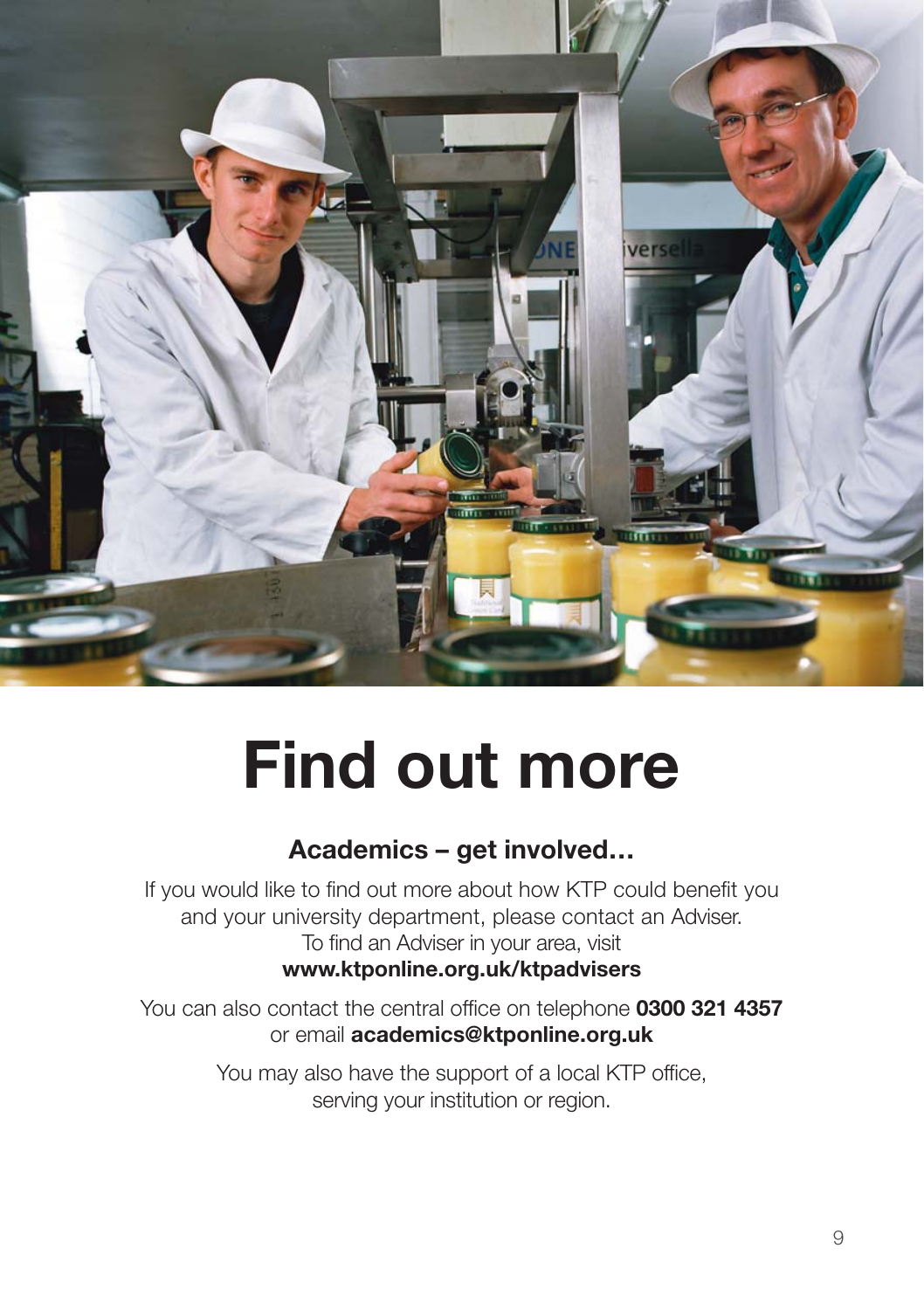# Find out more

## Academics – get involved…

If you would like to find out more about how KTP could benefit you and your university department, please contact an Adviser. To find an Adviser in your area, visit **www.ktponline.org.uk/ktpadvisers**

You can also contact the central office on telephone **0300 321 4357** or email **academics@ktponline.org.uk**

You may also have the support of a local KTP office, serving your institution or region.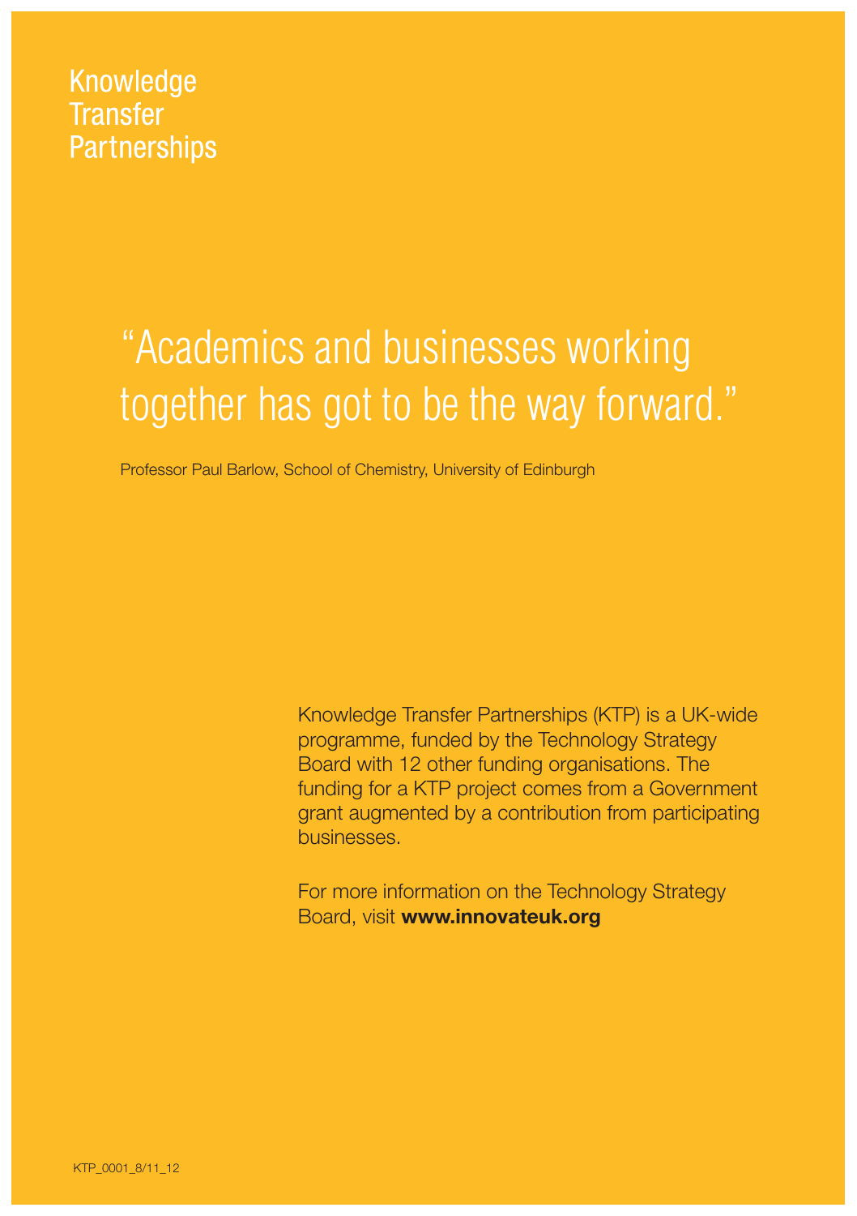Knowledge
Transfer
Partnerships

“Academics and businesses working together has got to be the way forward.”

Professor Paul Barlow, School of Chemistry, University of Edinburgh

Knowledge Transfer Partnerships (KTP) is a UK-wide programme, funded by the Technology Strategy Board with 12 other funding organisations. The funding for a KTP project comes from a Government grant augmented by a contribution from participating businesses.

For more information on the Technology Strategy Board, visit **www.innovateuk.org**

KTP_0001_8/11_12